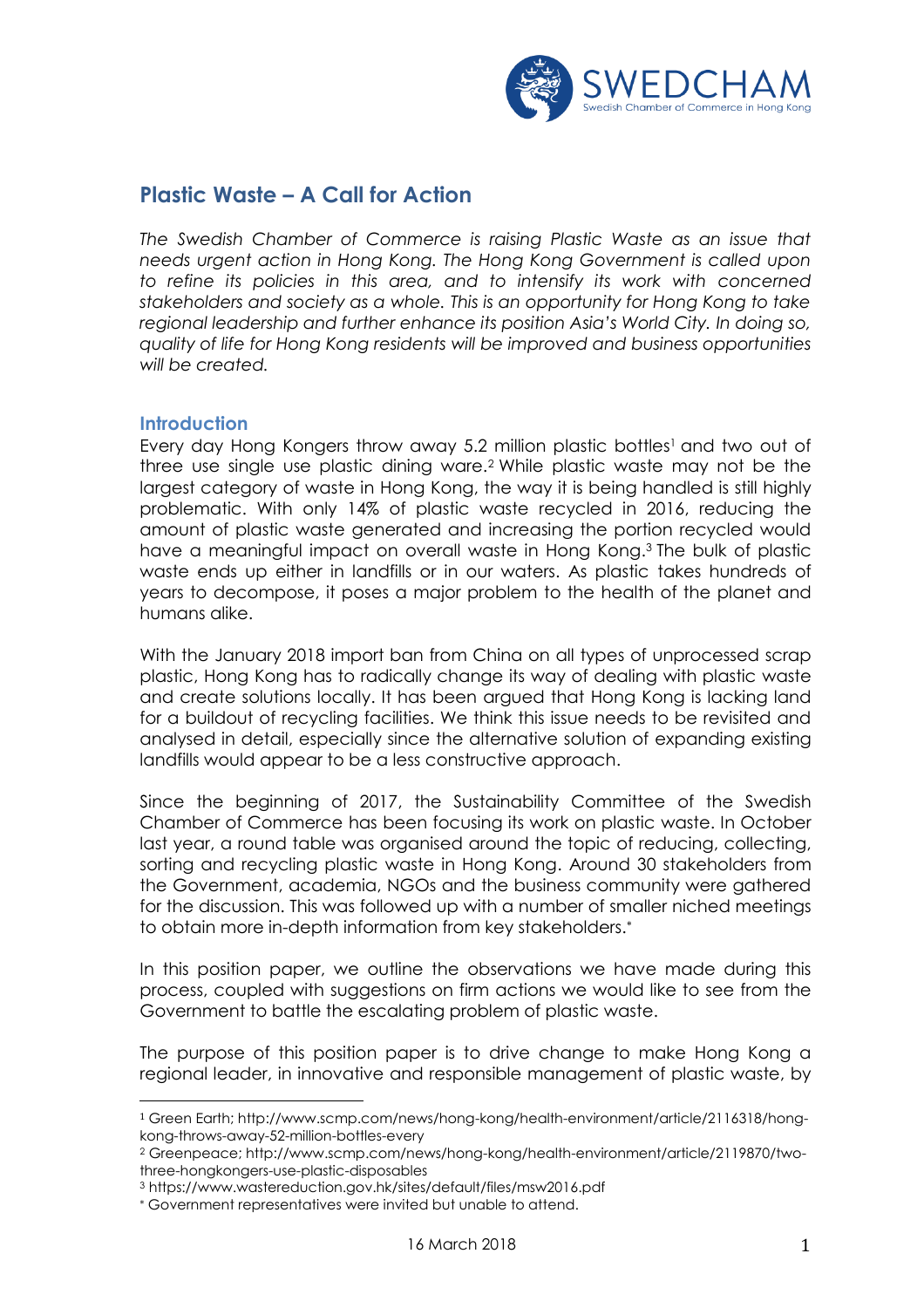# Plastic Waste – A Call for Action

*The Swedish Chamber of Commerce is raising Plastic Waste as an issue that needs urgent action in Hong Kong. The Hong Kong Government is called upon to refine its policies in this area, and to intensify its work with concerned stakeholders and society as a whole. This is an opportunity for Hong Kong to take regional leadership and further enhance its position Asia's World City. In doing so, quality of life for Hong Kong residents will be improved and business opportunities will be created.*

## Introduction

Every day Hong Kongers throw away 5.2 million plastic bottles[1] and two out of three use single use plastic dining ware.[2] While plastic waste may not be the largest category of waste in Hong Kong, the way it is being handled is still highly problematic. With only 14% of plastic waste recycled in 2016, reducing the amount of plastic waste generated and increasing the portion recycled would have a meaningful impact on overall waste in Hong Kong.[3] The bulk of plastic waste ends up either in landfills or in our waters. As plastic takes hundreds of years to decompose, it poses a major problem to the health of the planet and humans alike.

With the January 2018 import ban from China on all types of unprocessed scrap plastic, Hong Kong has to radically change its way of dealing with plastic waste and create solutions locally. It has been argued that Hong Kong is lacking land for a buildout of recycling facilities. We think this issue needs to be revisited and analysed in detail, especially since the alternative solution of expanding existing landfills would appear to be a less constructive approach.

Since the beginning of 2017, the Sustainability Committee of the Swedish Chamber of Commerce has been focusing its work on plastic waste. In October last year, a round table was organised around the topic of reducing, collecting, sorting and recycling plastic waste in Hong Kong. Around 30 stakeholders from the Government, academia, NGOs and the business community were gathered for the discussion. This was followed up with a number of smaller niched meetings to obtain more in-depth information from key stakeholders.[*]

In this position paper, we outline the observations we have made during this process, coupled with suggestions on firm actions we would like to see from the Government to battle the escalating problem of plastic waste.

The purpose of this position paper is to drive change to make Hong Kong a regional leader, in innovative and responsible management of plastic waste, by

---

[1] Green Earth; http://www.scmp.com/news/hong-kong/health-environment/article/2116318/hong-kong-throws-away-52-million-bottles-every

[2] Greenpeace; http://www.scmp.com/news/hong-kong/health-environment/article/2119870/two-three-hongkongers-use-plastic-disposables

[3] https://www.wastereduction.gov.hk/sites/default/files/msw2016.pdf

[*] Government representatives were invited but unable to attend.

16 March 2018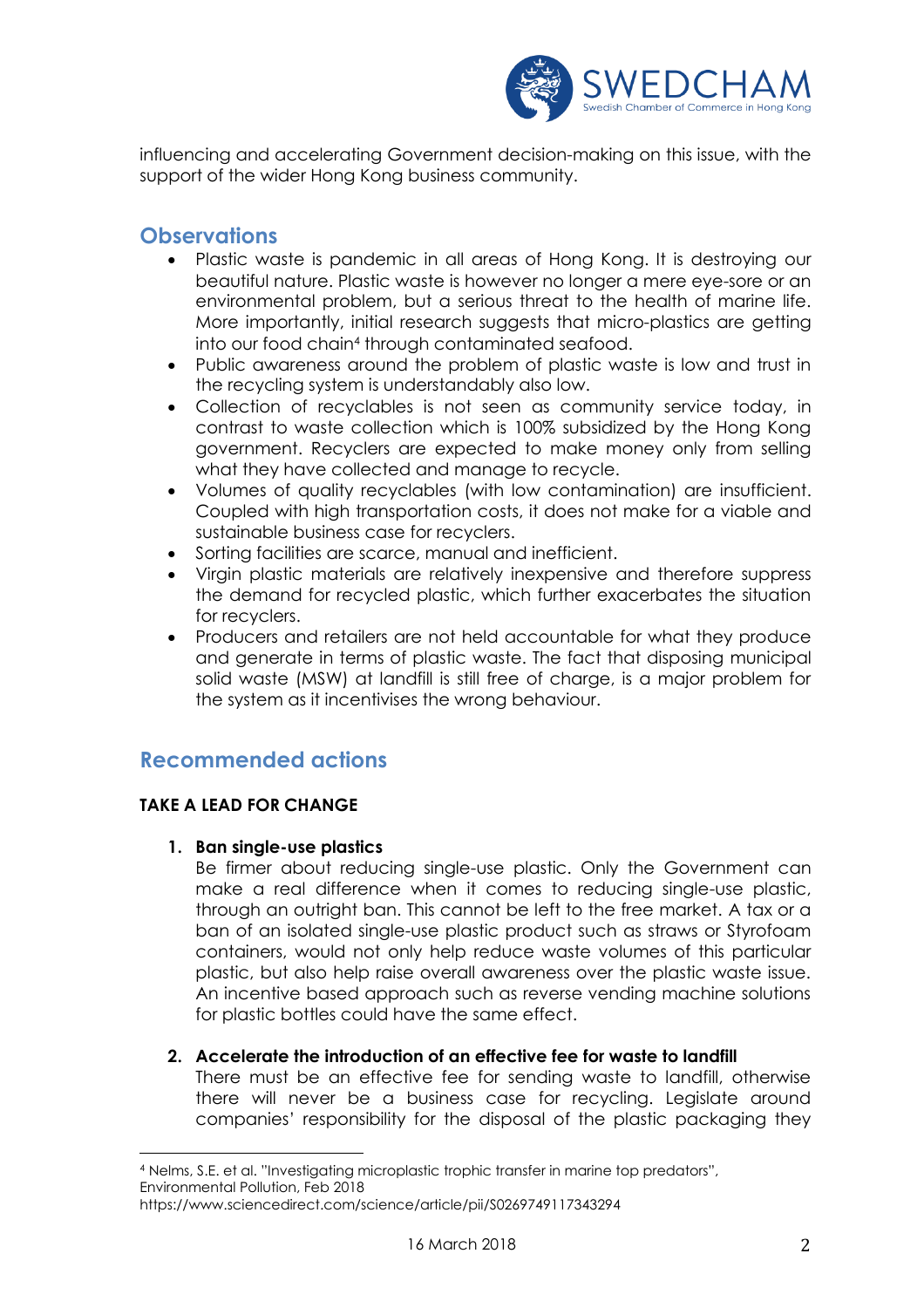influencing and accelerating Government decision-making on this issue, with the support of the wider Hong Kong business community.

## Observations

- Plastic waste is pandemic in all areas of Hong Kong. It is destroying our beautiful nature. Plastic waste is however no longer a mere eye-sore or an environmental problem, but a serious threat to the health of marine life. More importantly, initial research suggests that micro-plastics are getting into our food chain[4] through contaminated seafood.
- Public awareness around the problem of plastic waste is low and trust in the recycling system is understandably also low.
- Collection of recyclables is not seen as community service today, in contrast to waste collection which is 100% subsidized by the Hong Kong government. Recyclers are expected to make money only from selling what they have collected and manage to recycle.
- Volumes of quality recyclables (with low contamination) are insufficient. Coupled with high transportation costs, it does not make for a viable and sustainable business case for recyclers.
- Sorting facilities are scarce, manual and inefficient.
- Virgin plastic materials are relatively inexpensive and therefore suppress the demand for recycled plastic, which further exacerbates the situation for recyclers.
- Producers and retailers are not held accountable for what they produce and generate in terms of plastic waste. The fact that disposing municipal solid waste (MSW) at landfill is still free of charge, is a major problem for the system as it incentivises the wrong behaviour.

## Recommended actions

### TAKE A LEAD FOR CHANGE

1. **Ban single-use plastics**
   Be firmer about reducing single-use plastic. Only the Government can make a real difference when it comes to reducing single-use plastic, through an outright ban. This cannot be left to the free market. A tax or a ban of an isolated single-use plastic product such as straws or Styrofoam containers, would not only help reduce waste volumes of this particular plastic, but also help raise overall awareness over the plastic waste issue. An incentive based approach such as reverse vending machine solutions for plastic bottles could have the same effect.

2. **Accelerate the introduction of an effective fee for waste to landfill**
   There must be an effective fee for sending waste to landfill, otherwise there will never be a business case for recycling. Legislate around companies' responsibility for the disposal of the plastic packaging they

---

[4] Nelms, S.E. et al. "Investigating microplastic trophic transfer in marine top predators", Environmental Pollution, Feb 2018
https://www.sciencedirect.com/science/article/pii/S0269749117343294

16 March 2018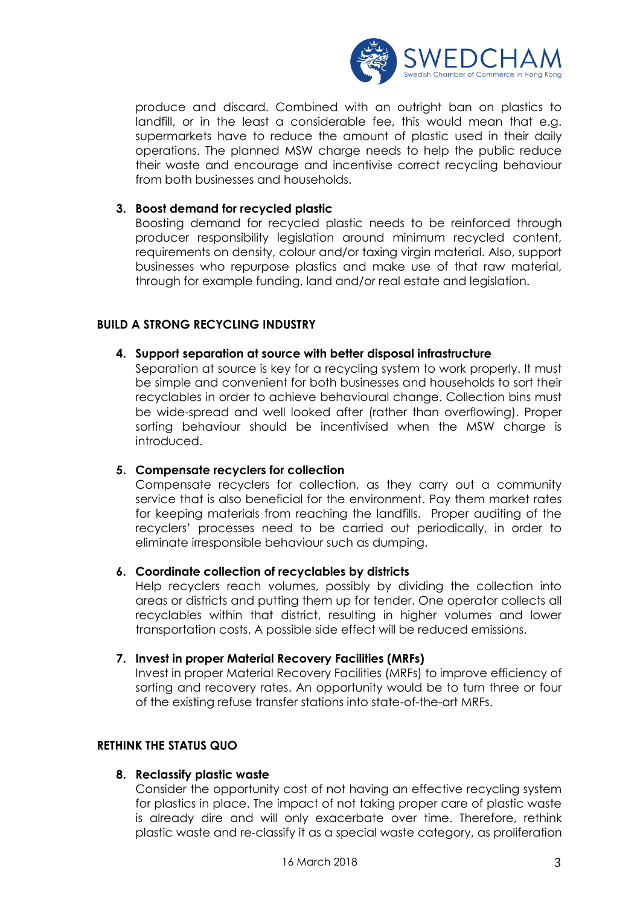produce and discard. Combined with an outright ban on plastics to landfill, or in the least a considerable fee, this would mean that e.g. supermarkets have to reduce the amount of plastic used in their daily operations. The planned MSW charge needs to help the public reduce their waste and encourage and incentivise correct recycling behaviour from both businesses and households.

3. **Boost demand for recycled plastic**
   Boosting demand for recycled plastic needs to be reinforced through producer responsibility legislation around minimum recycled content, requirements on density, colour and/or taxing virgin material. Also, support businesses who repurpose plastics and make use of that raw material, through for example funding, land and/or real estate and legislation.

## BUILD A STRONG RECYCLING INDUSTRY

4. **Support separation at source with better disposal infrastructure**
   Separation at source is key for a recycling system to work properly. It must be simple and convenient for both businesses and households to sort their recyclables in order to achieve behavioural change. Collection bins must be wide-spread and well looked after (rather than overflowing). Proper sorting behaviour should be incentivised when the MSW charge is introduced.

5. **Compensate recyclers for collection**
   Compensate recyclers for collection, as they carry out a community service that is also beneficial for the environment. Pay them market rates for keeping materials from reaching the landfills. Proper auditing of the recyclers' processes need to be carried out periodically, in order to eliminate irresponsible behaviour such as dumping.

6. **Coordinate collection of recyclables by districts**
   Help recyclers reach volumes, possibly by dividing the collection into areas or districts and putting them up for tender. One operator collects all recyclables within that district, resulting in higher volumes and lower transportation costs. A possible side effect will be reduced emissions.

7. **Invest in proper Material Recovery Facilities (MRFs)**
   Invest in proper Material Recovery Facilities (MRFs) to improve efficiency of sorting and recovery rates. An opportunity would be to turn three or four of the existing refuse transfer stations into state-of-the-art MRFs.

## RETHINK THE STATUS QUO

8. **Reclassify plastic waste**
   Consider the opportunity cost of not having an effective recycling system for plastics in place. The impact of not taking proper care of plastic waste is already dire and will only exacerbate over time. Therefore, rethink plastic waste and re-classify it as a special waste category, as proliferation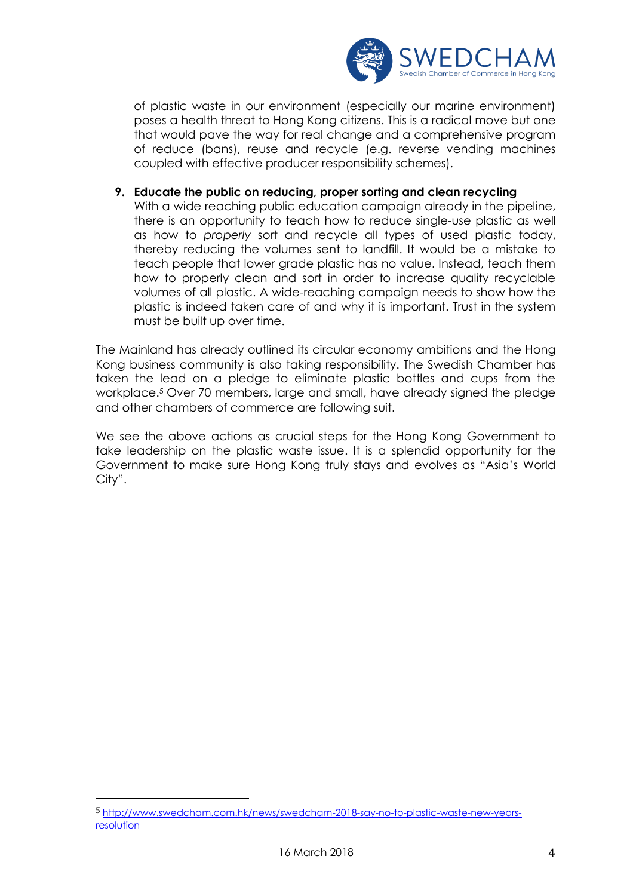of plastic waste in our environment (especially our marine environment) poses a health threat to Hong Kong citizens. This is a radical move but one that would pave the way for real change and a comprehensive program of reduce (bans), reuse and recycle (e.g. reverse vending machines coupled with effective producer responsibility schemes).

9. **Educate the public on reducing, proper sorting and clean recycling**
   With a wide reaching public education campaign already in the pipeline, there is an opportunity to teach how to reduce single-use plastic as well as how to *properly* sort and recycle all types of used plastic today, thereby reducing the volumes sent to landfill. It would be a mistake to teach people that lower grade plastic has no value. Instead, teach them how to properly clean and sort in order to increase quality recyclable volumes of all plastic. A wide-reaching campaign needs to show how the plastic is indeed taken care of and why it is important. Trust in the system must be built up over time.

The Mainland has already outlined its circular economy ambitions and the Hong Kong business community is also taking responsibility. The Swedish Chamber has taken the lead on a pledge to eliminate plastic bottles and cups from the workplace.[5] Over 70 members, large and small, have already signed the pledge and other chambers of commerce are following suit.

We see the above actions as crucial steps for the Hong Kong Government to take leadership on the plastic waste issue. It is a splendid opportunity for the Government to make sure Hong Kong truly stays and evolves as "Asia's World City".

---

[5] http://www.swedcham.com.hk/news/swedcham-2018-say-no-to-plastic-waste-new-years-resolution

16 March 2018